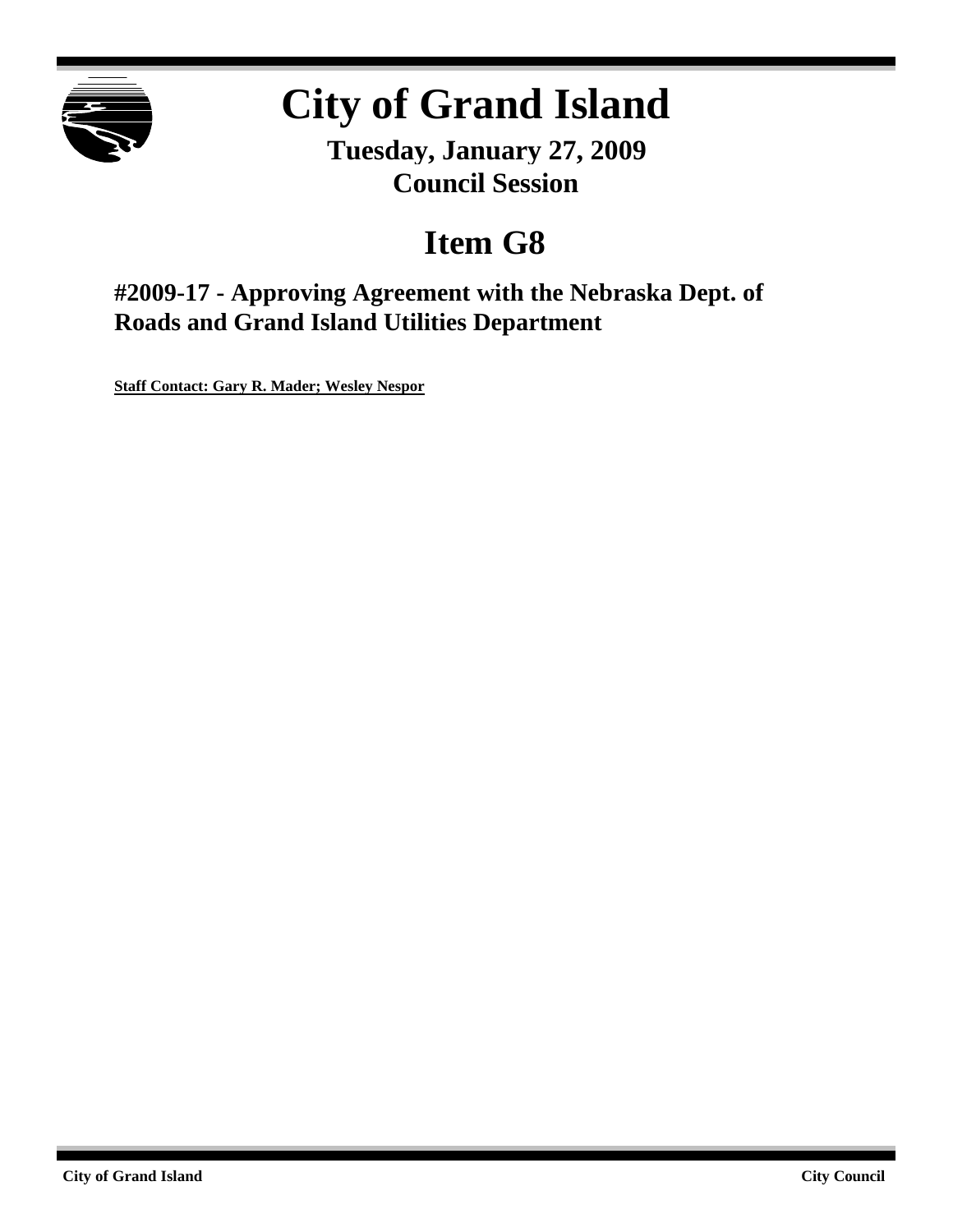# City of Grand Island

**Tuesday, January 27, 2009**
**Council Session**

# Item G8

## #2009-17 - Approving Agreement with the Nebraska Dept. of Roads and Grand Island Utilities Department

**Staff Contact: Gary R. Mader; Wesley Nespor**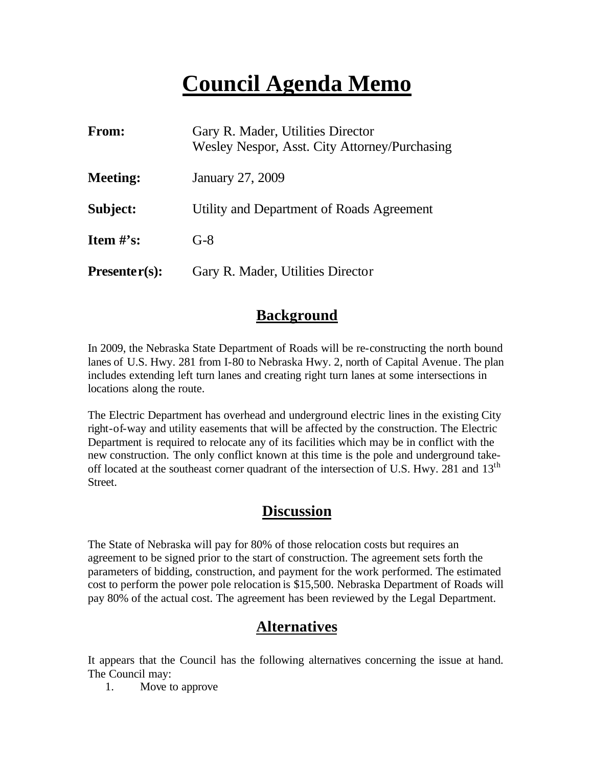# Council Agenda Memo

| | |
|---|---|
| **From:** | Gary R. Mader, Utilities Director<br>Wesley Nespor, Asst. City Attorney/Purchasing |
| **Meeting:** | January 27, 2009 |
| **Subject:** | Utility and Department of Roads Agreement |
| **Item #'s:** | G-8 |
| **Presenter(s):** | Gary R. Mader, Utilities Director |

## Background

In 2009, the Nebraska State Department of Roads will be re-constructing the north bound lanes of U.S. Hwy. 281 from I-80 to Nebraska Hwy. 2, north of Capital Avenue. The plan includes extending left turn lanes and creating right turn lanes at some intersections in locations along the route.

The Electric Department has overhead and underground electric lines in the existing City right-of-way and utility easements that will be affected by the construction. The Electric Department is required to relocate any of its facilities which may be in conflict with the new construction. The only conflict known at this time is the pole and underground take-off located at the southeast corner quadrant of the intersection of U.S. Hwy. 281 and 13th Street.

## Discussion

The State of Nebraska will pay for 80% of those relocation costs but requires an agreement to be signed prior to the start of construction. The agreement sets forth the parameters of bidding, construction, and payment for the work performed. The estimated cost to perform the power pole relocation is $15,500. Nebraska Department of Roads will pay 80% of the actual cost. The agreement has been reviewed by the Legal Department.

## Alternatives

It appears that the Council has the following alternatives concerning the issue at hand. The Council may:

1. Move to approve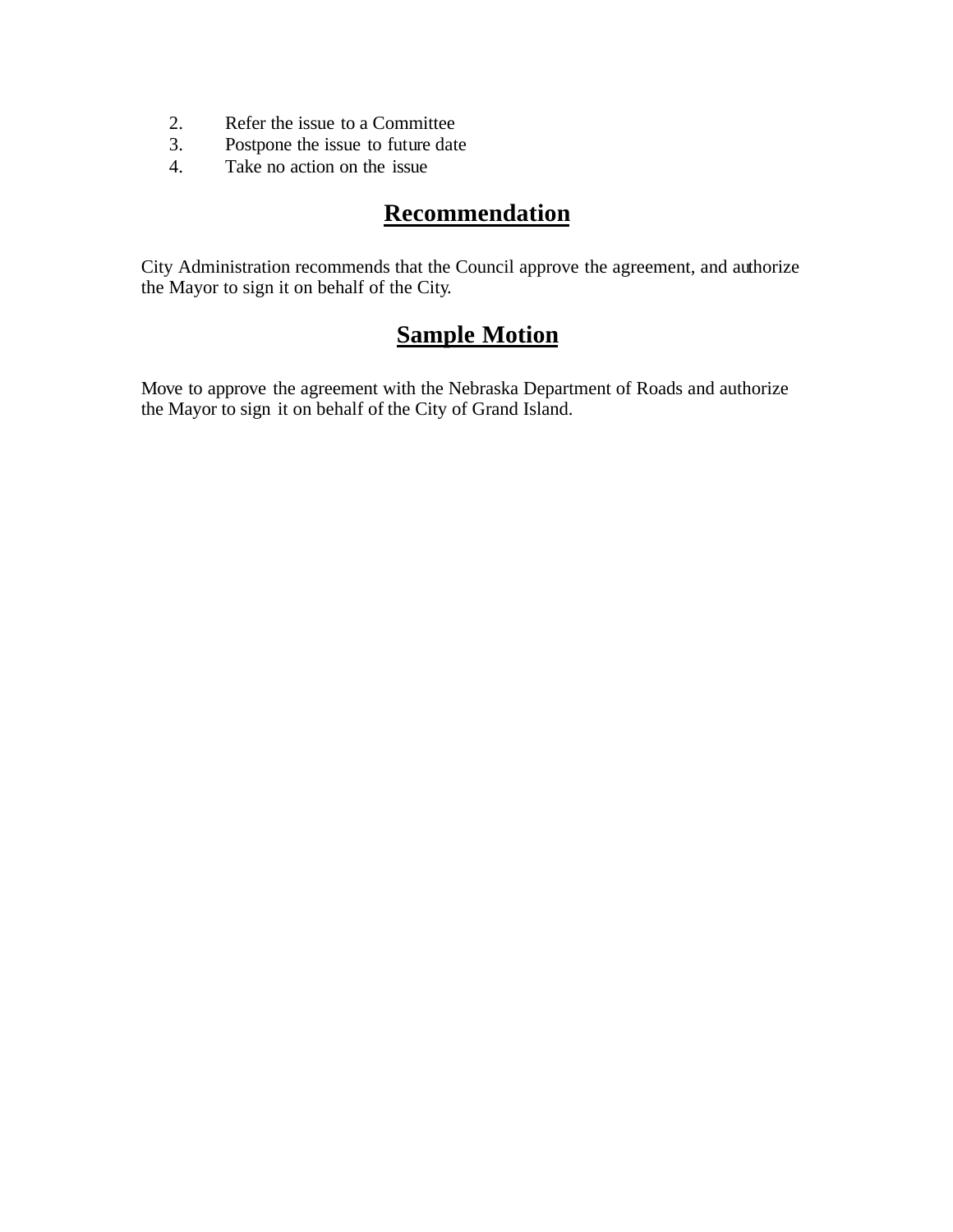2. Refer the issue to a Committee
3. Postpone the issue to future date
4. Take no action on the issue

## Recommendation

City Administration recommends that the Council approve the agreement, and authorize the Mayor to sign it on behalf of the City.

## Sample Motion

Move to approve the agreement with the Nebraska Department of Roads and authorize the Mayor to sign it on behalf of the City of Grand Island.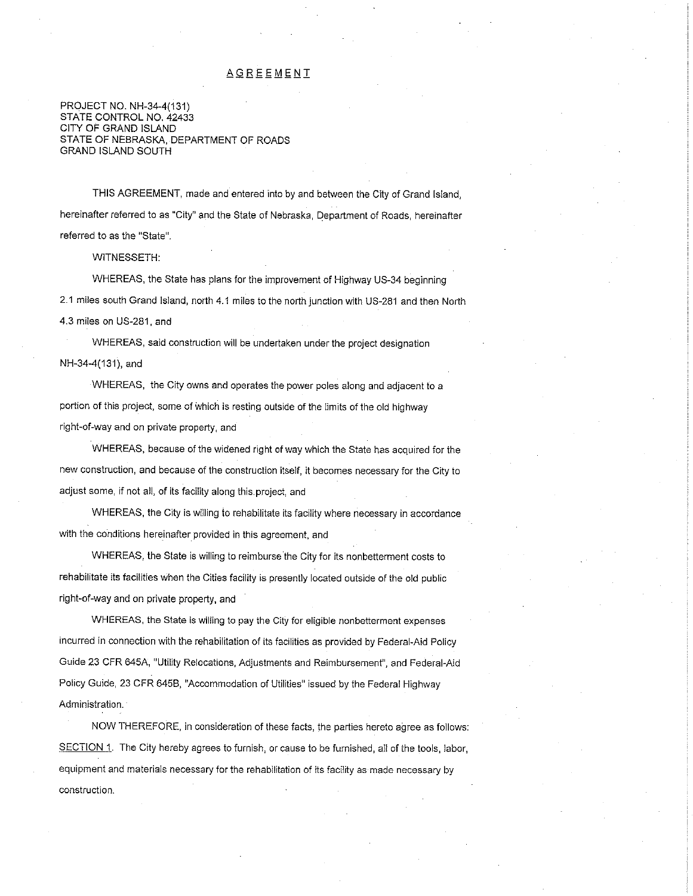# AGREEMENT

PROJECT NO. NH-34-4(131)
STATE CONTROL NO. 42433
CITY OF GRAND ISLAND
STATE OF NEBRASKA, DEPARTMENT OF ROADS
GRAND ISLAND SOUTH

THIS AGREEMENT, made and entered into by and between the City of Grand Island, hereinafter referred to as "City" and the State of Nebraska, Department of Roads, hereinafter referred to as the "State".

WITNESSETH:

WHEREAS, the State has plans for the improvement of Highway US-34 beginning 2.1 miles south Grand Island, north 4.1 miles to the north junction with US-281 and then North 4.3 miles on US-281, and

WHEREAS, said construction will be undertaken under the project designation NH-34-4(131), and

WHEREAS, the City owns and operates the power poles along and adjacent to a portion of this project, some of which is resting outside of the limits of the old highway right-of-way and on private property, and

WHEREAS, because of the widened right of way which the State has acquired for the new construction, and because of the construction itself, it becomes necessary for the City to adjust some, if not all, of its facility along this project, and

WHEREAS, the City is willing to rehabilitate its facility where necessary in accordance with the conditions hereinafter provided in this agreement, and

WHEREAS, the State is willing to reimburse the City for its nonbetterment costs to rehabilitate its facilities when the Cities facility is presently located outside of the old public right-of-way and on private property, and

WHEREAS, the State is willing to pay the City for eligible nonbetterment expenses incurred in connection with the rehabilitation of its facilities as provided by Federal-Aid Policy Guide 23 CFR 645A, "Utility Relocations, Adjustments and Reimbursement", and Federal-Aid Policy Guide, 23 CFR 645B, "Accommodation of Utilities" issued by the Federal Highway Administration.

NOW THEREFORE, in consideration of these facts, the parties hereto agree as follows:

SECTION 1. The City hereby agrees to furnish, or cause to be furnished, all of the tools, labor, equipment and materials necessary for the rehabilitation of its facility as made necessary by construction.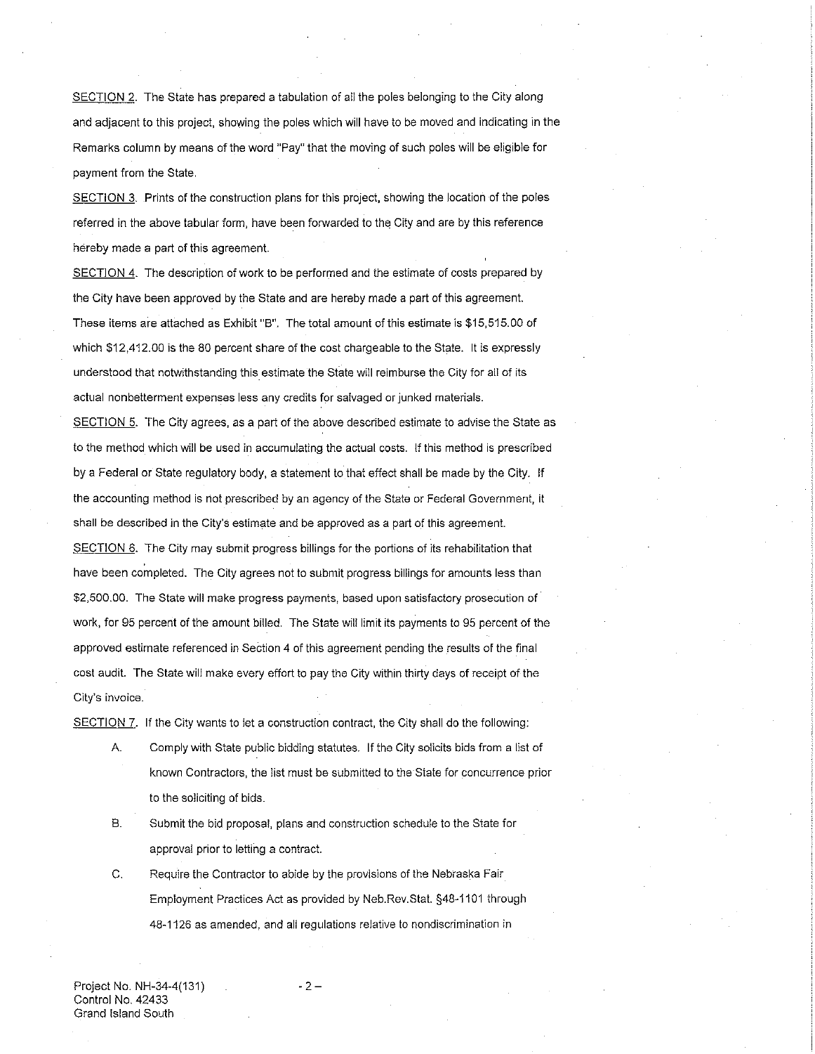<u>SECTION 2</u>. The State has prepared a tabulation of all the poles belonging to the City along and adjacent to this project, showing the poles which will have to be moved and indicating in the Remarks column by means of the word "Pay" that the moving of such poles will be eligible for payment from the State.

<u>SECTION 3</u>. Prints of the construction plans for this project, showing the location of the poles referred in the above tabular form, have been forwarded to the City and are by this reference hereby made a part of this agreement.

<u>SECTION 4</u>. The description of work to be performed and the estimate of costs prepared by the City have been approved by the State and are hereby made a part of this agreement. These items are attached as Exhibit "B". The total amount of this estimate is $15,515.00 of which $12,412.00 is the 80 percent share of the cost chargeable to the State. It is expressly understood that notwithstanding this estimate the State will reimburse the City for all of its actual nonbetterment expenses less any credits for salvaged or junked materials.

<u>SECTION 5</u>. The City agrees, as a part of the above described estimate to advise the State as to the method which will be used in accumulating the actual costs. If this method is prescribed by a Federal or State regulatory body, a statement to that effect shall be made by the City. If the accounting method is not prescribed by an agency of the State or Federal Government, it shall be described in the City's estimate and be approved as a part of this agreement.

<u>SECTION 6</u>. The City may submit progress billings for the portions of its rehabilitation that have been completed. The City agrees not to submit progress billings for amounts less than $2,500.00. The State will make progress payments, based upon satisfactory prosecution of work, for 95 percent of the amount billed. The State will limit its payments to 95 percent of the approved estimate referenced in Section 4 of this agreement pending the results of the final cost audit. The State will make every effort to pay the City within thirty days of receipt of the City's invoice.

<u>SECTION 7</u>. If the City wants to let a construction contract, the City shall do the following:

A. Comply with State public bidding statutes. If the City solicits bids from a list of known Contractors, the list must be submitted to the State for concurrence prior to the soliciting of bids.

B. Submit the bid proposal, plans and construction schedule to the State for approval prior to letting a contract.

C. Require the Contractor to abide by the provisions of the Nebraska Fair Employment Practices Act as provided by Neb.Rev.Stat. §48-1101 through 48-1126 as amended, and all regulations relative to nondiscrimination in

Project No. NH-34-4(131)
Control No. 42433
Grand Island South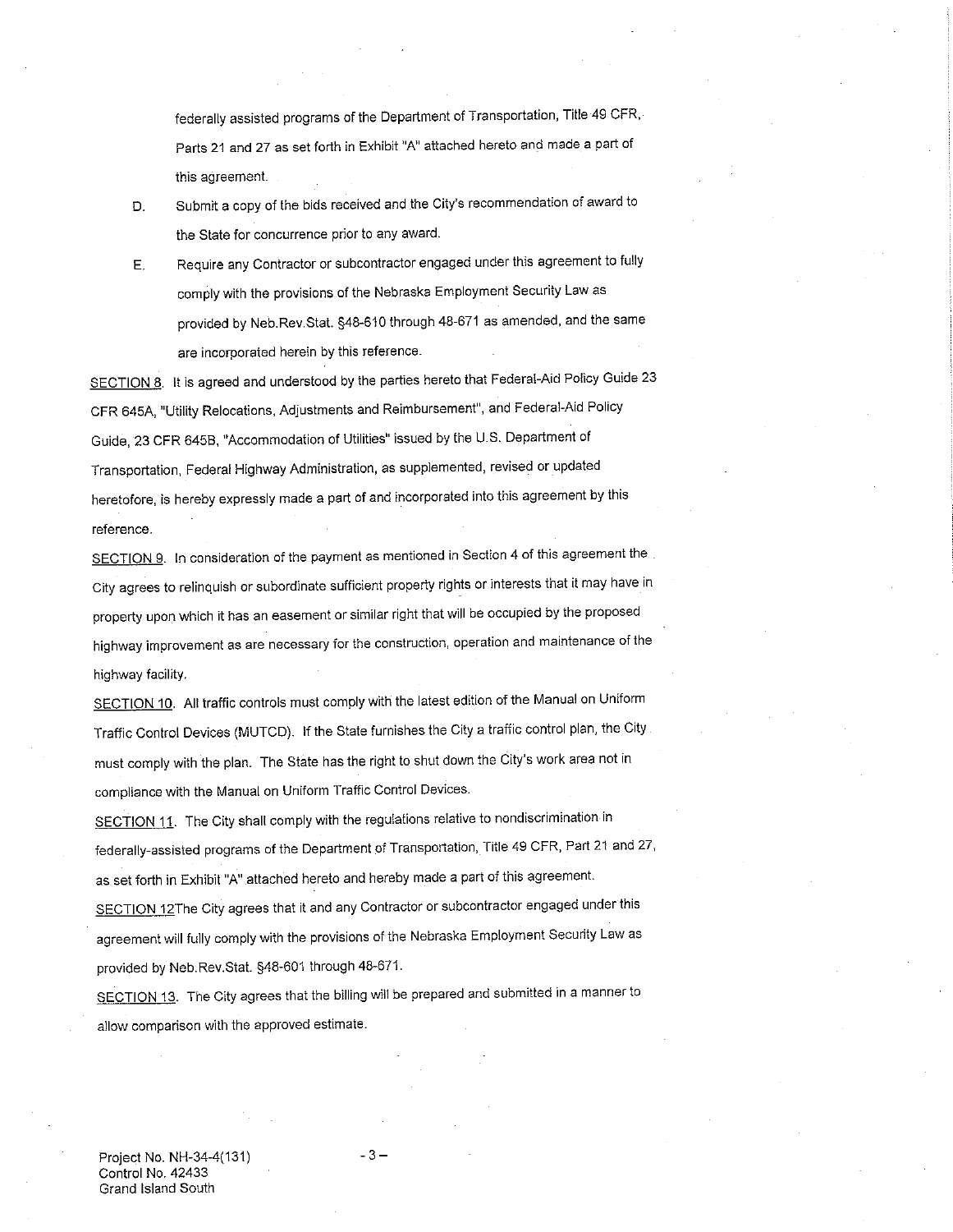federally assisted programs of the Department of Transportation, Title 49 CFR, Parts 21 and 27 as set forth in Exhibit "A" attached hereto and made a part of this agreement.

D. Submit a copy of the bids received and the City's recommendation of award to the State for concurrence prior to any award.

E. Require any Contractor or subcontractor engaged under this agreement to fully comply with the provisions of the Nebraska Employment Security Law as provided by Neb.Rev.Stat. §48-610 through 48-671 as amended, and the same are incorporated herein by this reference.

SECTION 8. It is agreed and understood by the parties hereto that Federal-Aid Policy Guide 23 CFR 645A, "Utility Relocations, Adjustments and Reimbursement", and Federal-Aid Policy Guide, 23 CFR 645B, "Accommodation of Utilities" issued by the U.S. Department of Transportation, Federal Highway Administration, as supplemented, revised or updated heretofore, is hereby expressly made a part of and incorporated into this agreement by this reference.

SECTION 9. In consideration of the payment as mentioned in Section 4 of this agreement the City agrees to relinquish or subordinate sufficient property rights or interests that it may have in property upon which it has an easement or similar right that will be occupied by the proposed highway improvement as are necessary for the construction, operation and maintenance of the highway facility.

SECTION 10. All traffic controls must comply with the latest edition of the Manual on Uniform Traffic Control Devices (MUTCD). If the State furnishes the City a traffic control plan, the City must comply with the plan. The State has the right to shut down the City's work area not in compliance with the Manual on Uniform Traffic Control Devices.

SECTION 11. The City shall comply with the regulations relative to nondiscrimination in federally-assisted programs of the Department of Transportation, Title 49 CFR, Part 21 and 27, as set forth in Exhibit "A" attached hereto and hereby made a part of this agreement.

SECTION 12The City agrees that it and any Contractor or subcontractor engaged under this agreement will fully comply with the provisions of the Nebraska Employment Security Law as provided by Neb.Rev.Stat. §48-601 through 48-671.

SECTION 13. The City agrees that the billing will be prepared and submitted in a manner to allow comparison with the approved estimate.

Project No. NH-34-4(131)
Control No. 42433
Grand Island South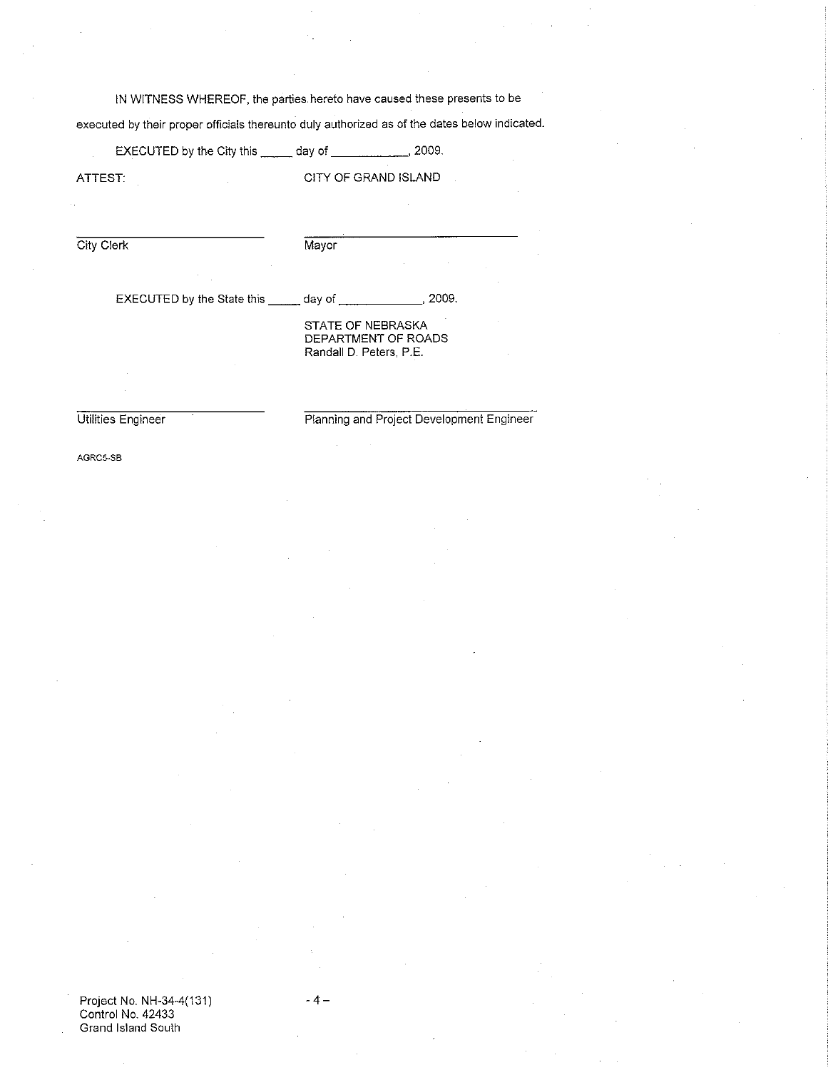IN WITNESS WHEREOF, the parties hereto have caused these presents to be executed by their proper officials thereunto duly authorized as of the dates below indicated.

EXECUTED by the City this _____ day of ___________, 2009.

ATTEST: CITY OF GRAND ISLAND

_________________________ _________________________

City Clerk Mayor

EXECUTED by the State this _____ day of _____________, 2009.

STATE OF NEBRASKA
DEPARTMENT OF ROADS
Randall D. Peters, P.E.

_________________________ _________________________

Utilities Engineer Planning and Project Development Engineer

AGRC5-SB

Project No. NH-34-4(131)
Control No. 42433
Grand Island South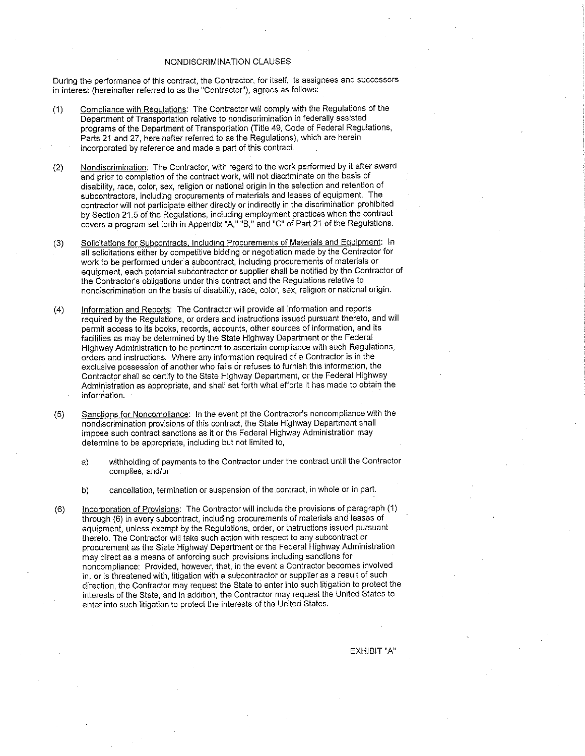# NONDISCRIMINATION CLAUSES

During the performance of this contract, the Contractor, for itself, its assignees and successors in interest (hereinafter referred to as the "Contractor"), agrees as follows:

(1) Compliance with Regulations: The Contractor will comply with the Regulations of the Department of Transportation relative to nondiscrimination in federally assisted programs of the Department of Transportation (Title 49, Code of Federal Regulations, Parts 21 and 27, hereinafter referred to as the Regulations), which are herein incorporated by reference and made a part of this contract.

(2) Nondiscrimination: The Contractor, with regard to the work performed by it after award and prior to completion of the contract work, will not discriminate on the basis of disability, race, color, sex, religion or national origin in the selection and retention of subcontractors, including procurements of materials and leases of equipment. The contractor will not participate either directly or indirectly in the discrimination prohibited by Section 21.5 of the Regulations, including employment practices when the contract covers a program set forth in Appendix "A," "B," and "C" of Part 21 of the Regulations.

(3) Solicitations for Subcontracts, Including Procurements of Materials and Equipment: In all solicitations either by competitive bidding or negotiation made by the Contractor for work to be performed under a subcontract, including procurements of materials or equipment, each potential subcontractor or supplier shall be notified by the Contractor of the Contractor's obligations under this contract and the Regulations relative to nondiscrimination on the basis of disability, race, color, sex, religion or national origin.

(4) Information and Reports: The Contractor will provide all information and reports required by the Regulations, or orders and instructions issued pursuant thereto, and will permit access to its books, records, accounts, other sources of information, and its facilities as may be determined by the State Highway Department or the Federal Highway Administration to be pertinent to ascertain compliance with such Regulations, orders and instructions. Where any information required of a Contractor is in the exclusive possession of another who fails or refuses to furnish this information, the Contractor shall so certify to the State Highway Department, or the Federal Highway Administration as appropriate, and shall set forth what efforts it has made to obtain the information.

(5) Sanctions for Noncompliance: In the event of the Contractor's noncompliance with the nondiscrimination provisions of this contract, the State Highway Department shall impose such contract sanctions as it or the Federal Highway Administration may determine to be appropriate, including but not limited to,

   a) withholding of payments to the Contractor under the contract until the Contractor complies, and/or

   b) cancellation, termination or suspension of the contract, in whole or in part.

(6) Incorporation of Provisions: The Contractor will include the provisions of paragraph (1) through (6) in every subcontract, including procurements of materials and leases of equipment, unless exempt by the Regulations, order, or instructions issued pursuant thereto. The Contractor will take such action with respect to any subcontract or procurement as the State Highway Department or the Federal Highway Administration may direct as a means of enforcing such provisions including sanctions for noncompliance: Provided, however, that, in the event a Contractor becomes involved in, or is threatened with, litigation with a subcontractor or supplier as a result of such direction, the Contractor may request the State to enter into such litigation to protect the interests of the State, and in addition, the Contractor may request the United States to enter into such litigation to protect the interests of the United States.

EXHIBIT "A"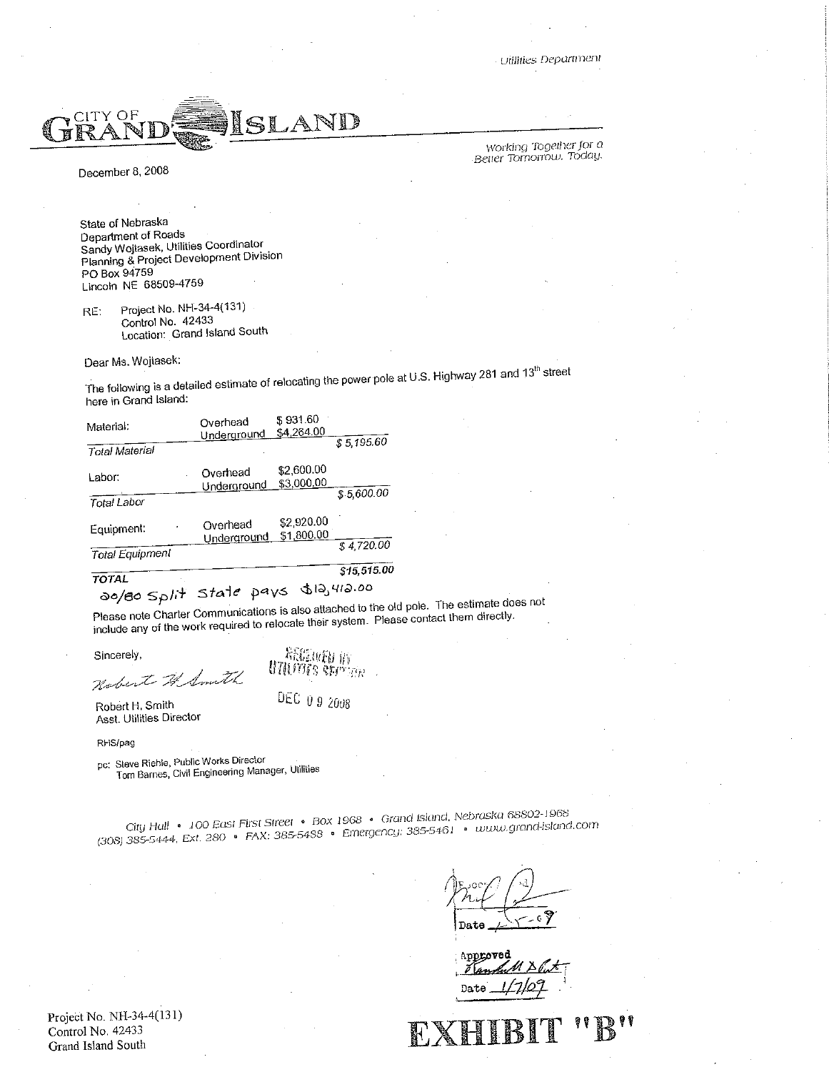Utilities Department

# CITY OF GRAND ISLAND

*Working Together for a Better Tomorrow. Today.*

December 8, 2008

State of Nebraska
Department of Roads
Sandy Wojtasek, Utilities Coordinator
Planning & Project Development Division
PO Box 94759
Lincoln NE 68509-4759

RE: Project No. NH-34-4(131)
Control No. 42433
Location: Grand Island South

Dear Ms. Wojtasek:

The following is a detailed estimate of relocating the power pole at U.S. Highway 281 and 13th street here in Grand Island:

| | | | |
|---|---|---|---|
| Material: | Overhead | $ 931.60 | |
| | Underground | $4,264.00 | |
| *Total Material* | | | *$ 5,195.60* |
| Labor: | Overhead | $2,600.00 | |
| | Underground | $3,000.00 | |
| *Total Labor* | | | *$ 5,600.00* |
| Equipment: | Overhead | $2,920.00 | |
| | Underground | $1,800.00 | |
| *Total Equipment* | | | *$ 4,720.00* |
| ***TOTAL*** | | | ***$15,515.00*** |

20/80 Split State pays $12,412.00

Please note Charter Communications is also attached to the old pole. The estimate does not include any of the work required to relocate their system. Please contact them directly.

Sincerely,

Robert H. Smith
Asst. Utilities Director

RECEIVED IN UTILITIES SECTION
DEC 09 2008

RHS/pag

pc: Steve Riehle, Public Works Director
Tom Barnes, Civil Engineering Manager, Utilities

*City Hall • 100 East First Street • Box 1968 • Grand Island, Nebraska 68802-1968*
*(308) 385-5444, Ext. 280 • FAX: 385-5488 • Emergency: 385-5461 • www.grand-island.com*

Date 1-5-09

Approved
Date 1/7/09

Project No. NH-34-4(131)
Control No. 42433
Grand Island South

**EXHIBIT "B"**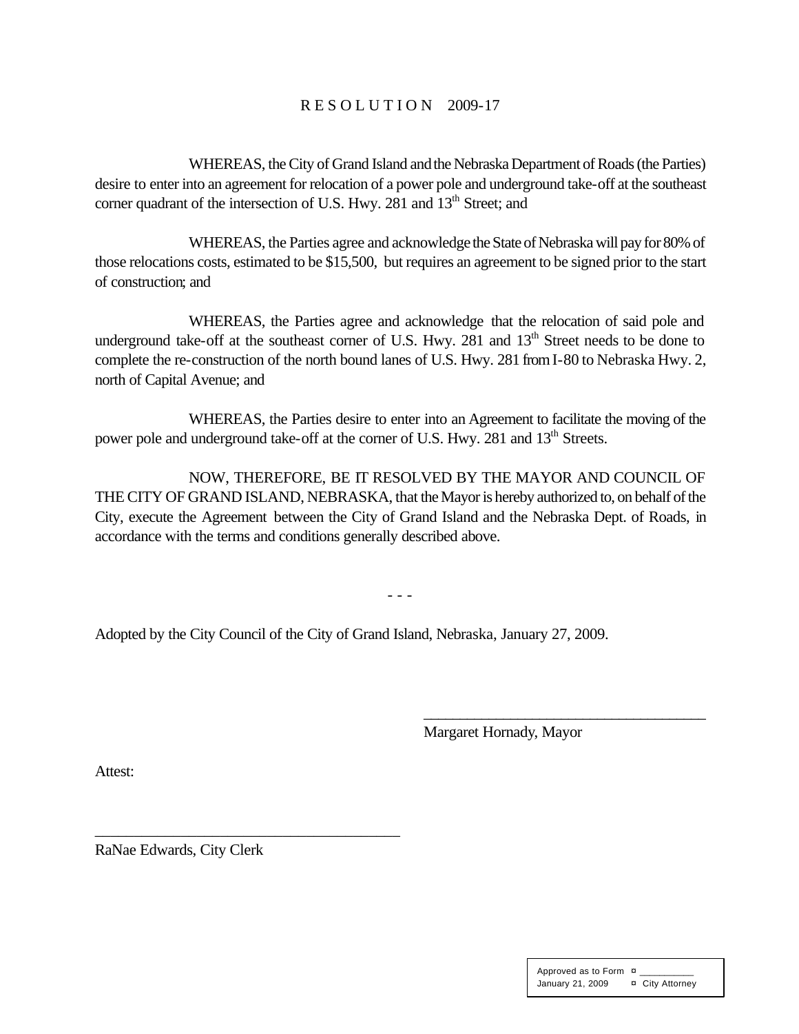# RESOLUTION 2009-17

WHEREAS, the City of Grand Island and the Nebraska Department of Roads (the Parties) desire to enter into an agreement for relocation of a power pole and underground take-off at the southeast corner quadrant of the intersection of U.S. Hwy. 281 and 13th Street; and

WHEREAS, the Parties agree and acknowledge the State of Nebraska will pay for 80% of those relocations costs, estimated to be $15,500, but requires an agreement to be signed prior to the start of construction; and

WHEREAS, the Parties agree and acknowledge that the relocation of said pole and underground take-off at the southeast corner of U.S. Hwy. 281 and 13th Street needs to be done to complete the re-construction of the north bound lanes of U.S. Hwy. 281 from I-80 to Nebraska Hwy. 2, north of Capital Avenue; and

WHEREAS, the Parties desire to enter into an Agreement to facilitate the moving of the power pole and underground take-off at the corner of U.S. Hwy. 281 and 13th Streets.

NOW, THEREFORE, BE IT RESOLVED BY THE MAYOR AND COUNCIL OF THE CITY OF GRAND ISLAND, NEBRASKA, that the Mayor is hereby authorized to, on behalf of the City, execute the Agreement between the City of Grand Island and the Nebraska Dept. of Roads, in accordance with the terms and conditions generally described above.

- - -

Adopted by the City Council of the City of Grand Island, Nebraska, January 27, 2009.

_____________________________________
Margaret Hornady, Mayor

Attest:

_____________________________________
RaNae Edwards, City Clerk

Approved as to Form ¤ ___________
January 21, 2009 ¤ City Attorney